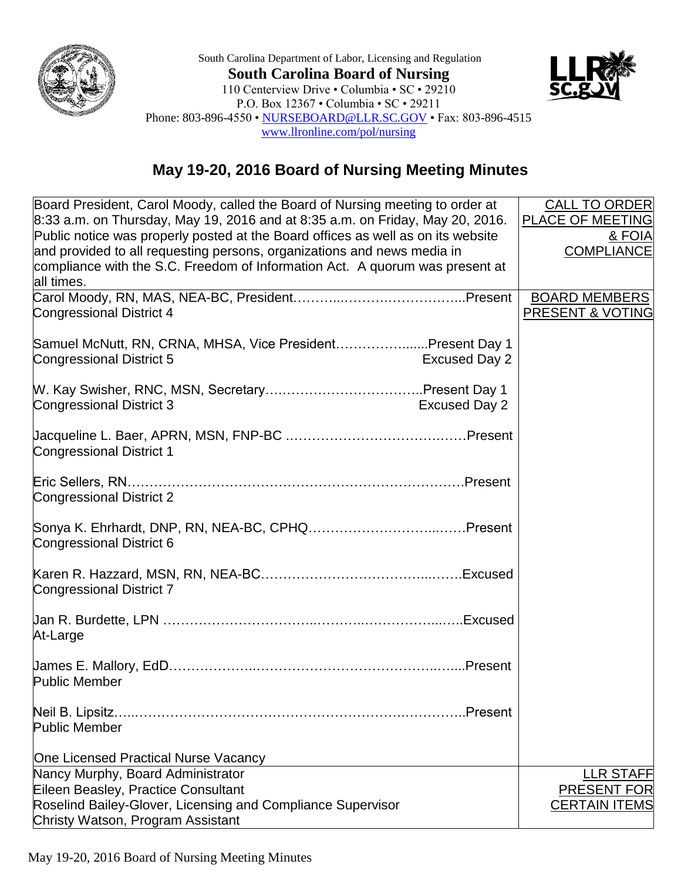South Carolina Department of Labor, Licensing and Regulation

**South Carolina Board of Nursing**

110 Centerview Drive • Columbia • SC • 29210
P.O. Box 12367 • Columbia • SC • 29211
Phone: 803-896-4550 • NURSEBOARD@LLR.SC.GOV • Fax: 803-896-4515
www.llronline.com/pol/nursing

# May 19-20, 2016 Board of Nursing Meeting Minutes

| | |
|---|---|
| Board President, Carol Moody, called the Board of Nursing meeting to order at 8:33 a.m. on Thursday, May 19, 2016 and at 8:35 a.m. on Friday, May 20, 2016. Public notice was properly posted at the Board offices as well as on its website and provided to all requesting persons, organizations and news media in compliance with the S.C. Freedom of Information Act. A quorum was present at all times. | CALL TO ORDER PLACE OF MEETING & FOIA COMPLIANCE |
| Carol Moody, RN, MAS, NEA-BC, President……………Present<br>Congressional District 4<br><br>Samuel McNutt, RN, CRNA, MHSA, Vice President……………Present Day 1<br>Congressional District 5 — Excused Day 2<br><br>W. Kay Swisher, RNC, MSN, Secretary……………Present Day 1<br>Congressional District 3 — Excused Day 2<br><br>Jacqueline L. Baer, APRN, MSN, FNP-BC……………Present<br>Congressional District 1<br><br>Eric Sellers, RN……………Present<br>Congressional District 2<br><br>Sonya K. Ehrhardt, DNP, RN, NEA-BC, CPHQ……………Present<br>Congressional District 6<br><br>Karen R. Hazzard, MSN, RN, NEA-BC……………Excused<br>Congressional District 7<br><br>Jan R. Burdette, LPN……………Excused<br>At-Large<br><br>James E. Mallory, EdD……………Present<br>Public Member<br><br>Neil B. Lipsitz……………Present<br>Public Member<br><br>One Licensed Practical Nurse Vacancy | BOARD MEMBERS PRESENT & VOTING |
| Nancy Murphy, Board Administrator<br>Eileen Beasley, Practice Consultant<br>Roselind Bailey-Glover, Licensing and Compliance Supervisor<br>Christy Watson, Program Assistant | LLR STAFF PRESENT FOR CERTAIN ITEMS |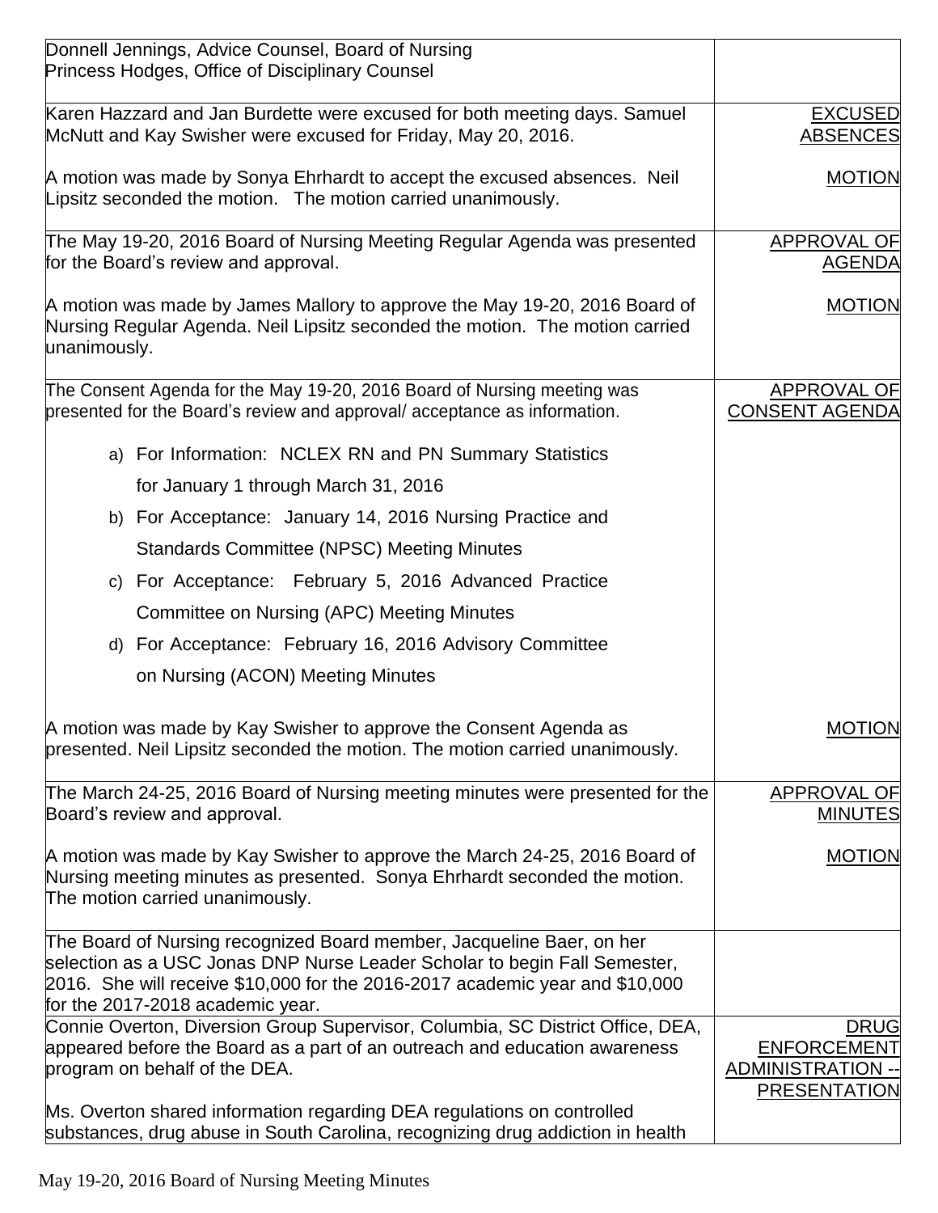| | |
|---|---|
| Donnell Jennings, Advice Counsel, Board of Nursing<br>Princess Hodges, Office of Disciplinary Counsel | |
| Karen Hazzard and Jan Burdette were excused for both meeting days. Samuel McNutt and Kay Swisher were excused for Friday, May 20, 2016.<br><br>A motion was made by Sonya Ehrhardt to accept the excused absences. Neil Lipsitz seconded the motion. The motion carried unanimously. | <u>EXCUSED ABSENCES</u><br><br><u>MOTION</u> |
| The May 19-20, 2016 Board of Nursing Meeting Regular Agenda was presented for the Board's review and approval.<br><br>A motion was made by James Mallory to approve the May 19-20, 2016 Board of Nursing Regular Agenda. Neil Lipsitz seconded the motion. The motion carried unanimously. | <u>APPROVAL OF AGENDA</u><br><br><u>MOTION</u> |
| The Consent Agenda for the May 19-20, 2016 Board of Nursing meeting was presented for the Board's review and approval/ acceptance as information.<br><br>a) For Information: NCLEX RN and PN Summary Statistics for January 1 through March 31, 2016<br>b) For Acceptance: January 14, 2016 Nursing Practice and Standards Committee (NPSC) Meeting Minutes<br>c) For Acceptance: February 5, 2016 Advanced Practice Committee on Nursing (APC) Meeting Minutes<br>d) For Acceptance: February 16, 2016 Advisory Committee on Nursing (ACON) Meeting Minutes<br><br>A motion was made by Kay Swisher to approve the Consent Agenda as presented. Neil Lipsitz seconded the motion. The motion carried unanimously. | <u>APPROVAL OF CONSENT AGENDA</u><br><br><u>MOTION</u> |
| The March 24-25, 2016 Board of Nursing meeting minutes were presented for the Board's review and approval.<br><br>A motion was made by Kay Swisher to approve the March 24-25, 2016 Board of Nursing meeting minutes as presented. Sonya Ehrhardt seconded the motion. The motion carried unanimously. | <u>APPROVAL OF MINUTES</u><br><br><u>MOTION</u> |
| The Board of Nursing recognized Board member, Jacqueline Baer, on her selection as a USC Jonas DNP Nurse Leader Scholar to begin Fall Semester, 2016. She will receive $10,000 for the 2016-2017 academic year and $10,000 for the 2017-2018 academic year. | |
| Connie Overton, Diversion Group Supervisor, Columbia, SC District Office, DEA, appeared before the Board as a part of an outreach and education awareness program on behalf of the DEA.<br><br>Ms. Overton shared information regarding DEA regulations on controlled substances, drug abuse in South Carolina, recognizing drug addiction in health | <u>DRUG ENFORCEMENT ADMINISTRATION -- PRESENTATION</u> |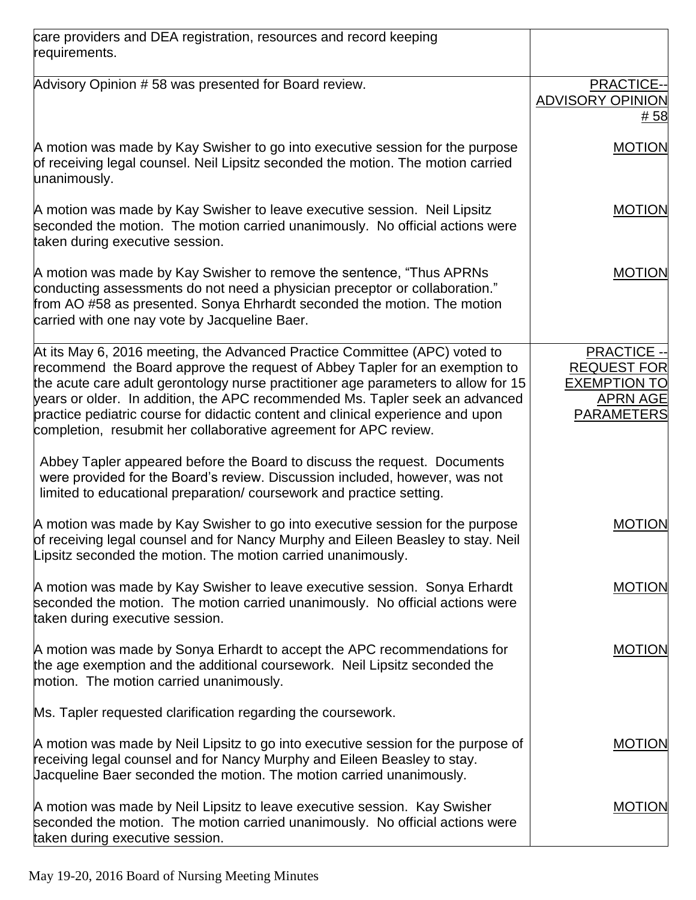| | |
|---|---|
| care providers and DEA registration, resources and record keeping requirements. | |
| Advisory Opinion # 58 was presented for Board review. | PRACTICE-- ADVISORY OPINION # 58 |
| A motion was made by Kay Swisher to go into executive session for the purpose of receiving legal counsel. Neil Lipsitz seconded the motion. The motion carried unanimously. | MOTION |
| A motion was made by Kay Swisher to leave executive session. Neil Lipsitz seconded the motion. The motion carried unanimously. No official actions were taken during executive session. | MOTION |
| A motion was made by Kay Swisher to remove the sentence, "Thus APRNs conducting assessments do not need a physician preceptor or collaboration." from AO #58 as presented. Sonya Ehrhardt seconded the motion. The motion carried with one nay vote by Jacqueline Baer. | MOTION |
| At its May 6, 2016 meeting, the Advanced Practice Committee (APC) voted to recommend the Board approve the request of Abbey Tapler for an exemption to the acute care adult gerontology nurse practitioner age parameters to allow for 15 years or older. In addition, the APC recommended Ms. Tapler seek an advanced practice pediatric course for didactic content and clinical experience and upon completion, resubmit her collaborative agreement for APC review. | PRACTICE -- REQUEST FOR EXEMPTION TO APRN AGE PARAMETERS |
| Abbey Tapler appeared before the Board to discuss the request. Documents were provided for the Board's review. Discussion included, however, was not limited to educational preparation/ coursework and practice setting. | |
| A motion was made by Kay Swisher to go into executive session for the purpose of receiving legal counsel and for Nancy Murphy and Eileen Beasley to stay. Neil Lipsitz seconded the motion. The motion carried unanimously. | MOTION |
| A motion was made by Kay Swisher to leave executive session. Sonya Erhardt seconded the motion. The motion carried unanimously. No official actions were taken during executive session. | MOTION |
| A motion was made by Sonya Erhardt to accept the APC recommendations for the age exemption and the additional coursework. Neil Lipsitz seconded the motion. The motion carried unanimously. | MOTION |
| Ms. Tapler requested clarification regarding the coursework. | |
| A motion was made by Neil Lipsitz to go into executive session for the purpose of receiving legal counsel and for Nancy Murphy and Eileen Beasley to stay. Jacqueline Baer seconded the motion. The motion carried unanimously. | MOTION |
| A motion was made by Neil Lipsitz to leave executive session. Kay Swisher seconded the motion. The motion carried unanimously. No official actions were taken during executive session. | MOTION |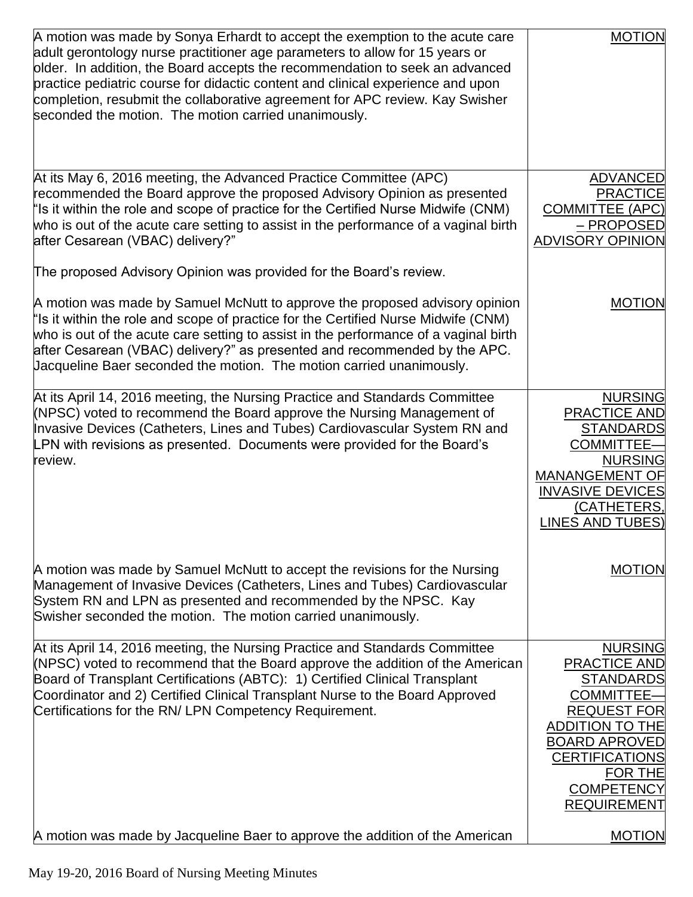| | |
|---|---|
| A motion was made by Sonya Erhardt to accept the exemption to the acute care adult gerontology nurse practitioner age parameters to allow for 15 years or older. In addition, the Board accepts the recommendation to seek an advanced practice pediatric course for didactic content and clinical experience and upon completion, resubmit the collaborative agreement for APC review. Kay Swisher seconded the motion. The motion carried unanimously. | MOTION |
| At its May 6, 2016 meeting, the Advanced Practice Committee (APC) recommended the Board approve the proposed Advisory Opinion as presented "Is it within the role and scope of practice for the Certified Nurse Midwife (CNM) who is out of the acute care setting to assist in the performance of a vaginal birth after Cesarean (VBAC) delivery?"<br><br>The proposed Advisory Opinion was provided for the Board's review. | ADVANCED PRACTICE COMMITTEE (APC) – PROPOSED ADVISORY OPINION |
| A motion was made by Samuel McNutt to approve the proposed advisory opinion "Is it within the role and scope of practice for the Certified Nurse Midwife (CNM) who is out of the acute care setting to assist in the performance of a vaginal birth after Cesarean (VBAC) delivery?" as presented and recommended by the APC. Jacqueline Baer seconded the motion. The motion carried unanimously. | MOTION |
| At its April 14, 2016 meeting, the Nursing Practice and Standards Committee (NPSC) voted to recommend the Board approve the Nursing Management of Invasive Devices (Catheters, Lines and Tubes) Cardiovascular System RN and LPN with revisions as presented. Documents were provided for the Board's review. | NURSING PRACTICE AND STANDARDS COMMITTEE—NURSING MANANGEMENT OF INVASIVE DEVICES (CATHETERS, LINES AND TUBES) |
| A motion was made by Samuel McNutt to accept the revisions for the Nursing Management of Invasive Devices (Catheters, Lines and Tubes) Cardiovascular System RN and LPN as presented and recommended by the NPSC. Kay Swisher seconded the motion. The motion carried unanimously. | MOTION |
| At its April 14, 2016 meeting, the Nursing Practice and Standards Committee (NPSC) voted to recommend that the Board approve the addition of the American Board of Transplant Certifications (ABTC): 1) Certified Clinical Transplant Coordinator and 2) Certified Clinical Transplant Nurse to the Board Approved Certifications for the RN/ LPN Competency Requirement. | NURSING PRACTICE AND STANDARDS COMMITTEE—REQUEST FOR ADDITION TO THE BOARD APROVED CERTIFICATIONS FOR THE COMPETENCY REQUIREMENT |
| A motion was made by Jacqueline Baer to approve the addition of the American | MOTION |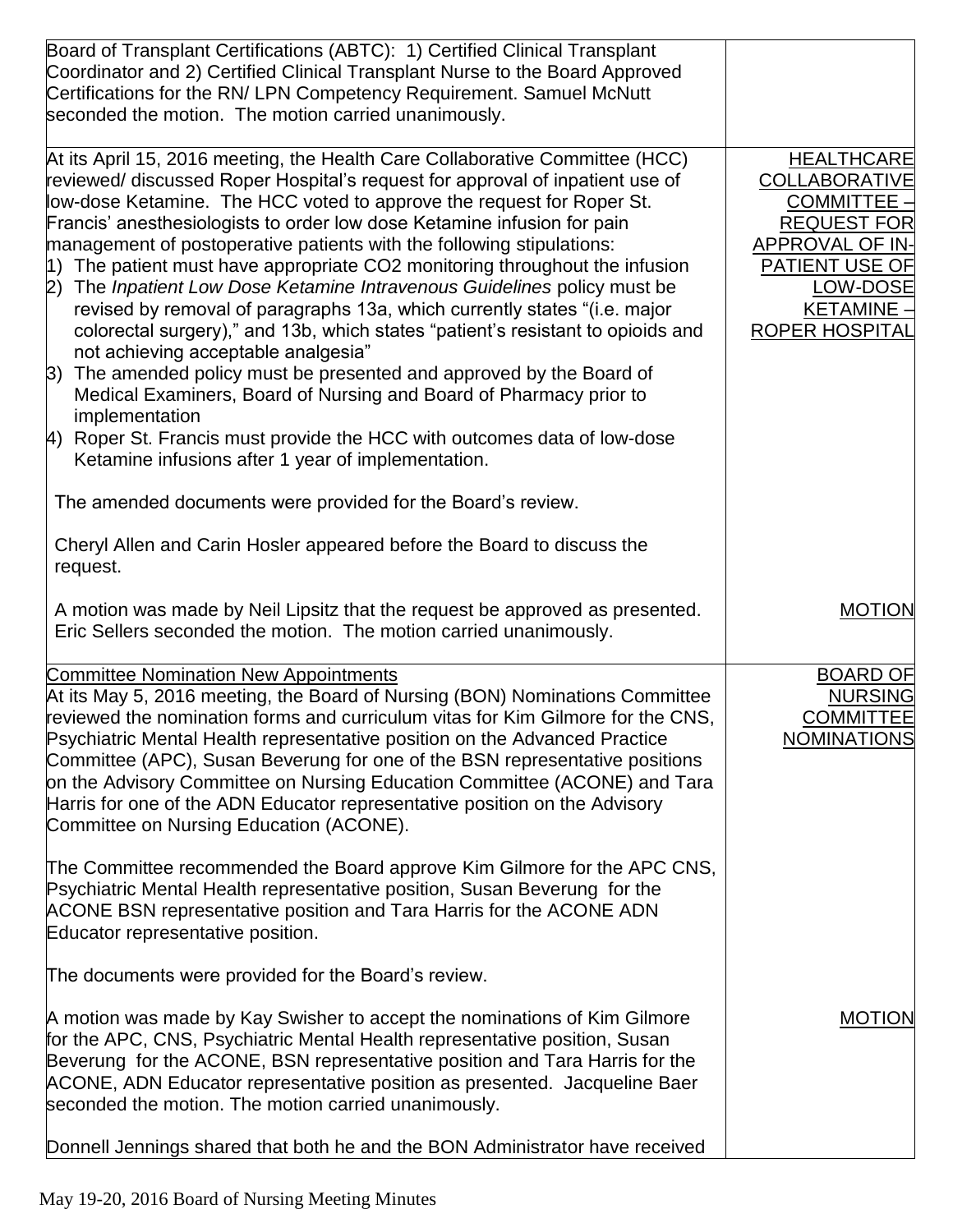| | |
|---|---|
| Board of Transplant Certifications (ABTC): 1) Certified Clinical Transplant Coordinator and 2) Certified Clinical Transplant Nurse to the Board Approved Certifications for the RN/ LPN Competency Requirement. Samuel McNutt seconded the motion. The motion carried unanimously. | |
| At its April 15, 2016 meeting, the Health Care Collaborative Committee (HCC) reviewed/ discussed Roper Hospital's request for approval of inpatient use of low-dose Ketamine. The HCC voted to approve the request for Roper St. Francis' anesthesiologists to order low dose Ketamine infusion for pain management of postoperative patients with the following stipulations:<br>1) The patient must have appropriate $CO_2$ monitoring throughout the infusion<br>2) The *Inpatient Low Dose Ketamine Intravenous Guidelines* policy must be revised by removal of paragraphs 13a, which currently states "(i.e. major colorectal surgery)," and 13b, which states "patient's resistant to opioids and not achieving acceptable analgesia"<br>3) The amended policy must be presented and approved by the Board of Medical Examiners, Board of Nursing and Board of Pharmacy prior to implementation<br>4) Roper St. Francis must provide the HCC with outcomes data of low-dose Ketamine infusions after 1 year of implementation.<br><br>The amended documents were provided for the Board's review.<br><br>Cheryl Allen and Carin Hosler appeared before the Board to discuss the request. | HEALTHCARE COLLABORATIVE COMMITTEE – REQUEST FOR APPROVAL OF IN-PATIENT USE OF LOW-DOSE KETAMINE – ROPER HOSPITAL |
| A motion was made by Neil Lipsitz that the request be approved as presented. Eric Sellers seconded the motion. The motion carried unanimously. | MOTION |
| Committee Nomination New Appointments<br>At its May 5, 2016 meeting, the Board of Nursing (BON) Nominations Committee reviewed the nomination forms and curriculum vitas for Kim Gilmore for the CNS, Psychiatric Mental Health representative position on the Advanced Practice Committee (APC), Susan Beverung for one of the BSN representative positions on the Advisory Committee on Nursing Education Committee (ACONE) and Tara Harris for one of the ADN Educator representative position on the Advisory Committee on Nursing Education (ACONE).<br><br>The Committee recommended the Board approve Kim Gilmore for the APC CNS, Psychiatric Mental Health representative position, Susan Beverung for the ACONE BSN representative position and Tara Harris for the ACONE ADN Educator representative position.<br><br>The documents were provided for the Board's review. | BOARD OF NURSING COMMITTEE NOMINATIONS |
| A motion was made by Kay Swisher to accept the nominations of Kim Gilmore for the APC, CNS, Psychiatric Mental Health representative position, Susan Beverung for the ACONE, BSN representative position and Tara Harris for the ACONE, ADN Educator representative position as presented. Jacqueline Baer seconded the motion. The motion carried unanimously.<br><br>Donnell Jennings shared that both he and the BON Administrator have received | MOTION |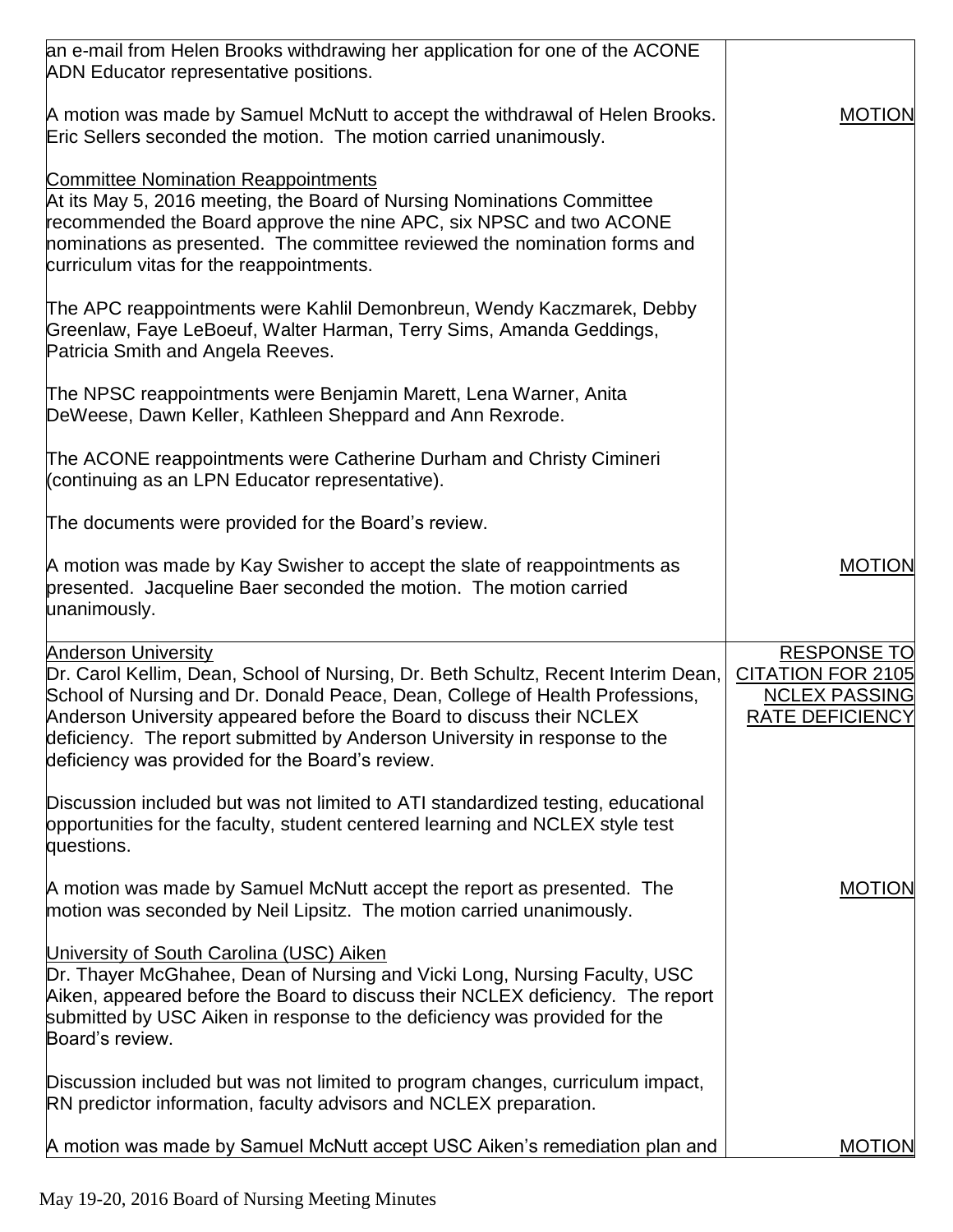| | |
|---|---|
| an e-mail from Helen Brooks withdrawing her application for one of the ACONE ADN Educator representative positions.<br><br>A motion was made by Samuel McNutt to accept the withdrawal of Helen Brooks. Eric Sellers seconded the motion. The motion carried unanimously.<br><br>Committee Nomination Reappointments<br>At its May 5, 2016 meeting, the Board of Nursing Nominations Committee recommended the Board approve the nine APC, six NPSC and two ACONE nominations as presented. The committee reviewed the nomination forms and curriculum vitas for the reappointments.<br><br>The APC reappointments were Kahlil Demonbreun, Wendy Kaczmarek, Debby Greenlaw, Faye LeBoeuf, Walter Harman, Terry Sims, Amanda Geddings, Patricia Smith and Angela Reeves.<br><br>The NPSC reappointments were Benjamin Marett, Lena Warner, Anita DeWeese, Dawn Keller, Kathleen Sheppard and Ann Rexrode.<br><br>The ACONE reappointments were Catherine Durham and Christy Cimineri (continuing as an LPN Educator representative).<br><br>The documents were provided for the Board's review.<br><br>A motion was made by Kay Swisher to accept the slate of reappointments as presented. Jacqueline Baer seconded the motion. The motion carried unanimously. | MOTION<br><br><br><br><br><br><br><br><br><br><br><br><br><br><br><br>MOTION |
| Anderson University<br>Dr. Carol Kellim, Dean, School of Nursing, Dr. Beth Schultz, Recent Interim Dean, School of Nursing and Dr. Donald Peace, Dean, College of Health Professions, Anderson University appeared before the Board to discuss their NCLEX deficiency. The report submitted by Anderson University in response to the deficiency was provided for the Board's review.<br><br>Discussion included but was not limited to ATI standardized testing, educational opportunities for the faculty, student centered learning and NCLEX style test questions.<br><br>A motion was made by Samuel McNutt accept the report as presented. The motion was seconded by Neil Lipsitz. The motion carried unanimously.<br><br>University of South Carolina (USC) Aiken<br>Dr. Thayer McGhahee, Dean of Nursing and Vicki Long, Nursing Faculty, USC Aiken, appeared before the Board to discuss their NCLEX deficiency. The report submitted by USC Aiken in response to the deficiency was provided for the Board's review.<br><br>Discussion included but was not limited to program changes, curriculum impact, RN predictor information, faculty advisors and NCLEX preparation.<br><br>A motion was made by Samuel McNutt accept USC Aiken's remediation plan and | RESPONSE TO CITATION FOR 2105 NCLEX PASSING RATE DEFICIENCY<br><br><br><br><br><br><br><br>MOTION<br><br><br><br><br><br><br><br><br><br>MOTION |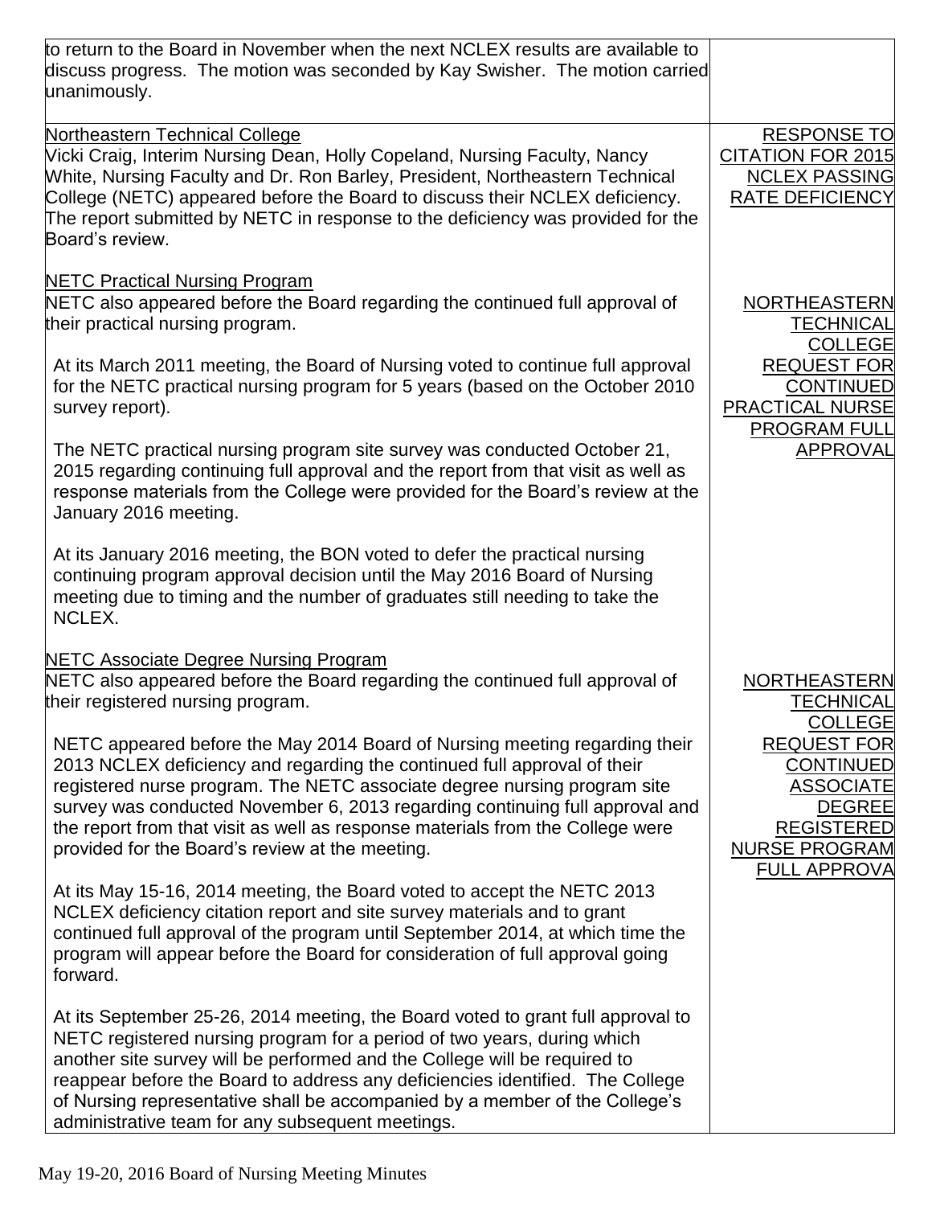| | |
|---|---|
| to return to the Board in November when the next NCLEX results are available to discuss progress. The motion was seconded by Kay Swisher. The motion carried unanimously. | |
| Northeastern Technical College<br>Vicki Craig, Interim Nursing Dean, Holly Copeland, Nursing Faculty, Nancy White, Nursing Faculty and Dr. Ron Barley, President, Northeastern Technical College (NETC) appeared before the Board to discuss their NCLEX deficiency. The report submitted by NETC in response to the deficiency was provided for the Board's review. | RESPONSE TO CITATION FOR 2015 NCLEX PASSING RATE DEFICIENCY |
| NETC Practical Nursing Program<br>NETC also appeared before the Board regarding the continued full approval of their practical nursing program.<br><br>At its March 2011 meeting, the Board of Nursing voted to continue full approval for the NETC practical nursing program for 5 years (based on the October 2010 survey report).<br><br>The NETC practical nursing program site survey was conducted October 21, 2015 regarding continuing full approval and the report from that visit as well as response materials from the College were provided for the Board's review at the January 2016 meeting.<br><br>At its January 2016 meeting, the BON voted to defer the practical nursing continuing program approval decision until the May 2016 Board of Nursing meeting due to timing and the number of graduates still needing to take the NCLEX. | NORTHEASTERN TECHNICAL COLLEGE REQUEST FOR CONTINUED PRACTICAL NURSE PROGRAM FULL APPROVAL |
| NETC Associate Degree Nursing Program<br>NETC also appeared before the Board regarding the continued full approval of their registered nursing program.<br><br>NETC appeared before the May 2014 Board of Nursing meeting regarding their 2013 NCLEX deficiency and regarding the continued full approval of their registered nurse program. The NETC associate degree nursing program site survey was conducted November 6, 2013 regarding continuing full approval and the report from that visit as well as response materials from the College were provided for the Board's review at the meeting.<br><br>At its May 15-16, 2014 meeting, the Board voted to accept the NETC 2013 NCLEX deficiency citation report and site survey materials and to grant continued full approval of the program until September 2014, at which time the program will appear before the Board for consideration of full approval going forward.<br><br>At its September 25-26, 2014 meeting, the Board voted to grant full approval to NETC registered nursing program for a period of two years, during which another site survey will be performed and the College will be required to reappear before the Board to address any deficiencies identified. The College of Nursing representative shall be accompanied by a member of the College's administrative team for any subsequent meetings. | NORTHEASTERN TECHNICAL COLLEGE REQUEST FOR CONTINUED ASSOCIATE DEGREE REGISTERED NURSE PROGRAM FULL APPROVA |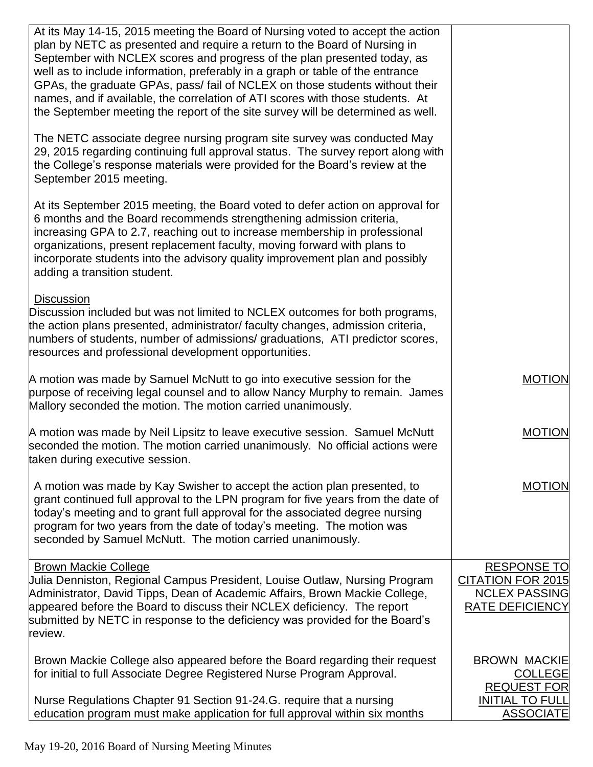| | |
|---|---|
| At its May 14-15, 2015 meeting the Board of Nursing voted to accept the action plan by NETC as presented and require a return to the Board of Nursing in September with NCLEX scores and progress of the plan presented today, as well as to include information, preferably in a graph or table of the entrance GPAs, the graduate GPAs, pass/ fail of NCLEX on those students without their names, and if available, the correlation of ATI scores with those students. At the September meeting the report of the site survey will be determined as well.<br><br>The NETC associate degree nursing program site survey was conducted May 29, 2015 regarding continuing full approval status. The survey report along with the College's response materials were provided for the Board's review at the September 2015 meeting.<br><br>At its September 2015 meeting, the Board voted to defer action on approval for 6 months and the Board recommends strengthening admission criteria, increasing GPA to 2.7, reaching out to increase membership in professional organizations, present replacement faculty, moving forward with plans to incorporate students into the advisory quality improvement plan and possibly adding a transition student.<br><br>Discussion<br>Discussion included but was not limited to NCLEX outcomes for both programs, the action plans presented, administrator/ faculty changes, admission criteria, numbers of students, number of admissions/ graduations, ATI predictor scores, resources and professional development opportunities. | |
| A motion was made by Samuel McNutt to go into executive session for the purpose of receiving legal counsel and to allow Nancy Murphy to remain. James Mallory seconded the motion. The motion carried unanimously. | MOTION |
| A motion was made by Neil Lipsitz to leave executive session. Samuel McNutt seconded the motion. The motion carried unanimously. No official actions were taken during executive session. | MOTION |
| A motion was made by Kay Swisher to accept the action plan presented, to grant continued full approval to the LPN program for five years from the date of today's meeting and to grant full approval for the associated degree nursing program for two years from the date of today's meeting. The motion was seconded by Samuel McNutt. The motion carried unanimously. | MOTION |
| Brown Mackie College<br>Julia Denniston, Regional Campus President, Louise Outlaw, Nursing Program Administrator, David Tipps, Dean of Academic Affairs, Brown Mackie College, appeared before the Board to discuss their NCLEX deficiency. The report submitted by NETC in response to the deficiency was provided for the Board's review. | RESPONSE TO CITATION FOR 2015 NCLEX PASSING RATE DEFICIENCY |
| Brown Mackie College also appeared before the Board regarding their request for initial to full Associate Degree Registered Nurse Program Approval.<br><br>Nurse Regulations Chapter 91 Section 91-24.G. require that a nursing education program must make application for full approval within six months | BROWN MACKIE COLLEGE REQUEST FOR INITIAL TO FULL ASSOCIATE |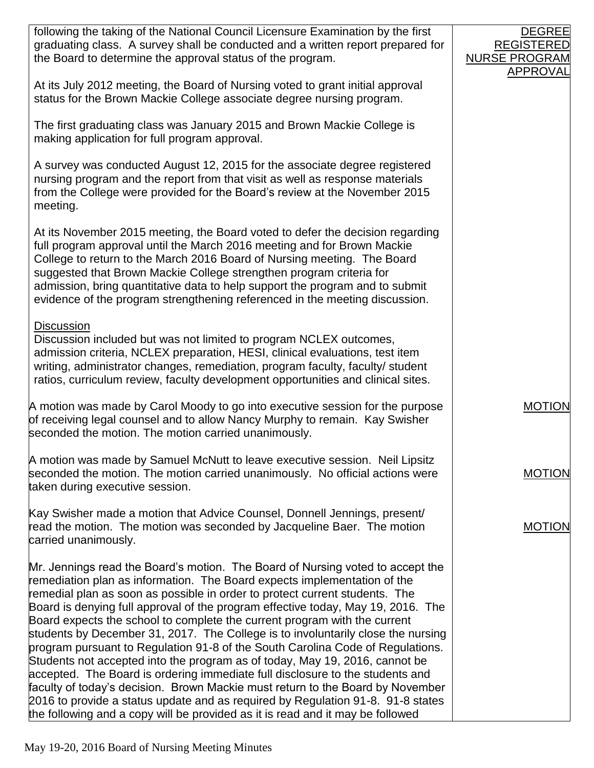| | |
|---|---|
| following the taking of the National Council Licensure Examination by the first graduating class. A survey shall be conducted and a written report prepared for the Board to determine the approval status of the program.<br><br>At its July 2012 meeting, the Board of Nursing voted to grant initial approval status for the Brown Mackie College associate degree nursing program.<br><br>The first graduating class was January 2015 and Brown Mackie College is making application for full program approval.<br><br>A survey was conducted August 12, 2015 for the associate degree registered nursing program and the report from that visit as well as response materials from the College were provided for the Board's review at the November 2015 meeting.<br><br>At its November 2015 meeting, the Board voted to defer the decision regarding full program approval until the March 2016 meeting and for Brown Mackie College to return to the March 2016 Board of Nursing meeting. The Board suggested that Brown Mackie College strengthen program criteria for admission, bring quantitative data to help support the program and to submit evidence of the program strengthening referenced in the meeting discussion.<br><br><u>Discussion</u><br>Discussion included but was not limited to program NCLEX outcomes, admission criteria, NCLEX preparation, HESI, clinical evaluations, test item writing, administrator changes, remediation, program faculty, faculty/ student ratios, curriculum review, faculty development opportunities and clinical sites. | <u>DEGREE REGISTERED NURSE PROGRAM APPROVAL</u> |
| A motion was made by Carol Moody to go into executive session for the purpose of receiving legal counsel and to allow Nancy Murphy to remain. Kay Swisher seconded the motion. The motion carried unanimously. | <u>MOTION</u> |
| A motion was made by Samuel McNutt to leave executive session. Neil Lipsitz seconded the motion. The motion carried unanimously. No official actions were taken during executive session. | <u>MOTION</u> |
| Kay Swisher made a motion that Advice Counsel, Donnell Jennings, present/ read the motion. The motion was seconded by Jacqueline Baer. The motion carried unanimously. | <u>MOTION</u> |
| Mr. Jennings read the Board's motion. The Board of Nursing voted to accept the remediation plan as information. The Board expects implementation of the remedial plan as soon as possible in order to protect current students. The Board is denying full approval of the program effective today, May 19, 2016. The Board expects the school to complete the current program with the current students by December 31, 2017. The College is to involuntarily close the nursing program pursuant to Regulation 91-8 of the South Carolina Code of Regulations. Students not accepted into the program as of today, May 19, 2016, cannot be accepted. The Board is ordering immediate full disclosure to the students and faculty of today's decision. Brown Mackie must return to the Board by November 2016 to provide a status update and as required by Regulation 91-8. 91-8 states the following and a copy will be provided as it is read and it may be followed | |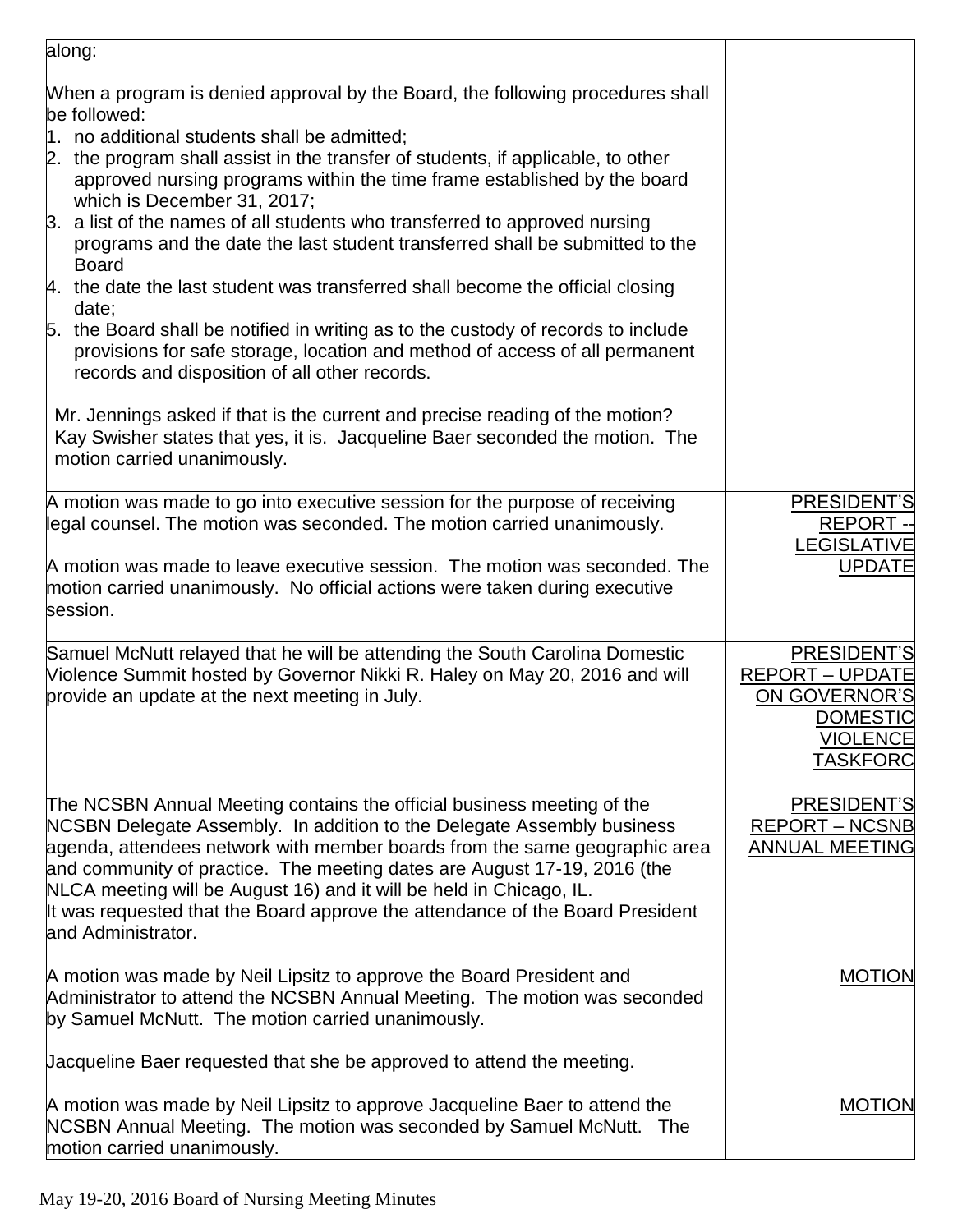| | |
|---|---|
| along:<br><br>When a program is denied approval by the Board, the following procedures shall be followed:<br>1. no additional students shall be admitted;<br>2. the program shall assist in the transfer of students, if applicable, to other approved nursing programs within the time frame established by the board which is December 31, 2017;<br>3. a list of the names of all students who transferred to approved nursing programs and the date the last student transferred shall be submitted to the Board<br>4. the date the last student was transferred shall become the official closing date;<br>5. the Board shall be notified in writing as to the custody of records to include provisions for safe storage, location and method of access of all permanent records and disposition of all other records.<br><br>Mr. Jennings asked if that is the current and precise reading of the motion? Kay Swisher states that yes, it is. Jacqueline Baer seconded the motion. The motion carried unanimously. | |
| A motion was made to go into executive session for the purpose of receiving legal counsel. The motion was seconded. The motion carried unanimously.<br><br>A motion was made to leave executive session. The motion was seconded. The motion carried unanimously. No official actions were taken during executive session. | PRESIDENT'S REPORT -- LEGISLATIVE UPDATE |
| Samuel McNutt relayed that he will be attending the South Carolina Domestic Violence Summit hosted by Governor Nikki R. Haley on May 20, 2016 and will provide an update at the next meeting in July. | PRESIDENT'S REPORT – UPDATE ON GOVERNOR'S DOMESTIC VIOLENCE TASKFORC |
| The NCSBN Annual Meeting contains the official business meeting of the NCSBN Delegate Assembly. In addition to the Delegate Assembly business agenda, attendees network with member boards from the same geographic area and community of practice. The meeting dates are August 17-19, 2016 (the NLCA meeting will be August 16) and it will be held in Chicago, IL. It was requested that the Board approve the attendance of the Board President and Administrator. | PRESIDENT'S REPORT – NCSNB ANNUAL MEETING |
| A motion was made by Neil Lipsitz to approve the Board President and Administrator to attend the NCSBN Annual Meeting. The motion was seconded by Samuel McNutt. The motion carried unanimously.<br><br>Jacqueline Baer requested that she be approved to attend the meeting. | MOTION |
| A motion was made by Neil Lipsitz to approve Jacqueline Baer to attend the NCSBN Annual Meeting. The motion was seconded by Samuel McNutt. The motion carried unanimously. | MOTION |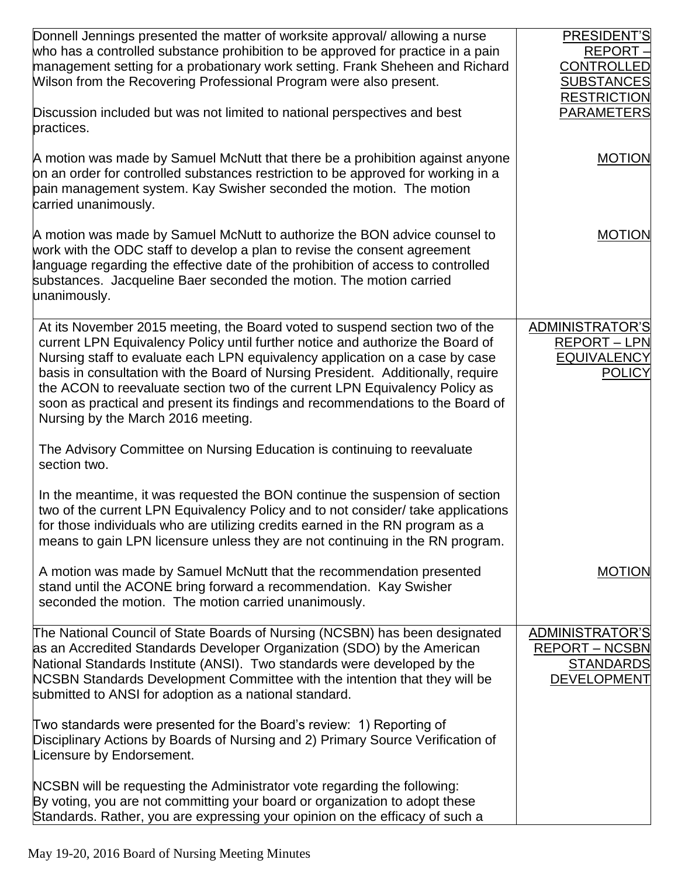| | |
|---|---|
| Donnell Jennings presented the matter of worksite approval/ allowing a nurse who has a controlled substance prohibition to be approved for practice in a pain management setting for a probationary work setting. Frank Sheheen and Richard Wilson from the Recovering Professional Program were also present.<br><br>Discussion included but was not limited to national perspectives and best practices.<br><br>A motion was made by Samuel McNutt that there be a prohibition against anyone on an order for controlled substances restriction to be approved for working in a pain management system. Kay Swisher seconded the motion. The motion carried unanimously.<br><br>A motion was made by Samuel McNutt to authorize the BON advice counsel to work with the ODC staff to develop a plan to revise the consent agreement language regarding the effective date of the prohibition of access to controlled substances. Jacqueline Baer seconded the motion. The motion carried unanimously. | PRESIDENT'S REPORT – CONTROLLED SUBSTANCES RESTRICTION PARAMETERS<br><br><br><br>MOTION<br><br><br><br>MOTION |
| At its November 2015 meeting, the Board voted to suspend section two of the current LPN Equivalency Policy until further notice and authorize the Board of Nursing staff to evaluate each LPN equivalency application on a case by case basis in consultation with the Board of Nursing President. Additionally, require the ACON to reevaluate section two of the current LPN Equivalency Policy as soon as practical and present its findings and recommendations to the Board of Nursing by the March 2016 meeting.<br><br>The Advisory Committee on Nursing Education is continuing to reevaluate section two.<br><br>In the meantime, it was requested the BON continue the suspension of section two of the current LPN Equivalency Policy and to not consider/ take applications for those individuals who are utilizing credits earned in the RN program as a means to gain LPN licensure unless they are not continuing in the RN program.<br><br>A motion was made by Samuel McNutt that the recommendation presented stand until the ACONE bring forward a recommendation. Kay Swisher seconded the motion. The motion carried unanimously. | ADMINISTRATOR'S REPORT – LPN EQUIVALENCY POLICY<br><br><br><br><br><br><br>MOTION |
| The National Council of State Boards of Nursing (NCSBN) has been designated as an Accredited Standards Developer Organization (SDO) by the American National Standards Institute (ANSI). Two standards were developed by the NCSBN Standards Development Committee with the intention that they will be submitted to ANSI for adoption as a national standard.<br><br>Two standards were presented for the Board's review: 1) Reporting of Disciplinary Actions by Boards of Nursing and 2) Primary Source Verification of Licensure by Endorsement.<br><br>NCSBN will be requesting the Administrator vote regarding the following: By voting, you are not committing your board or organization to adopt these Standards. Rather, you are expressing your opinion on the efficacy of such a | ADMINISTRATOR'S REPORT – NCSBN STANDARDS DEVELOPMENT |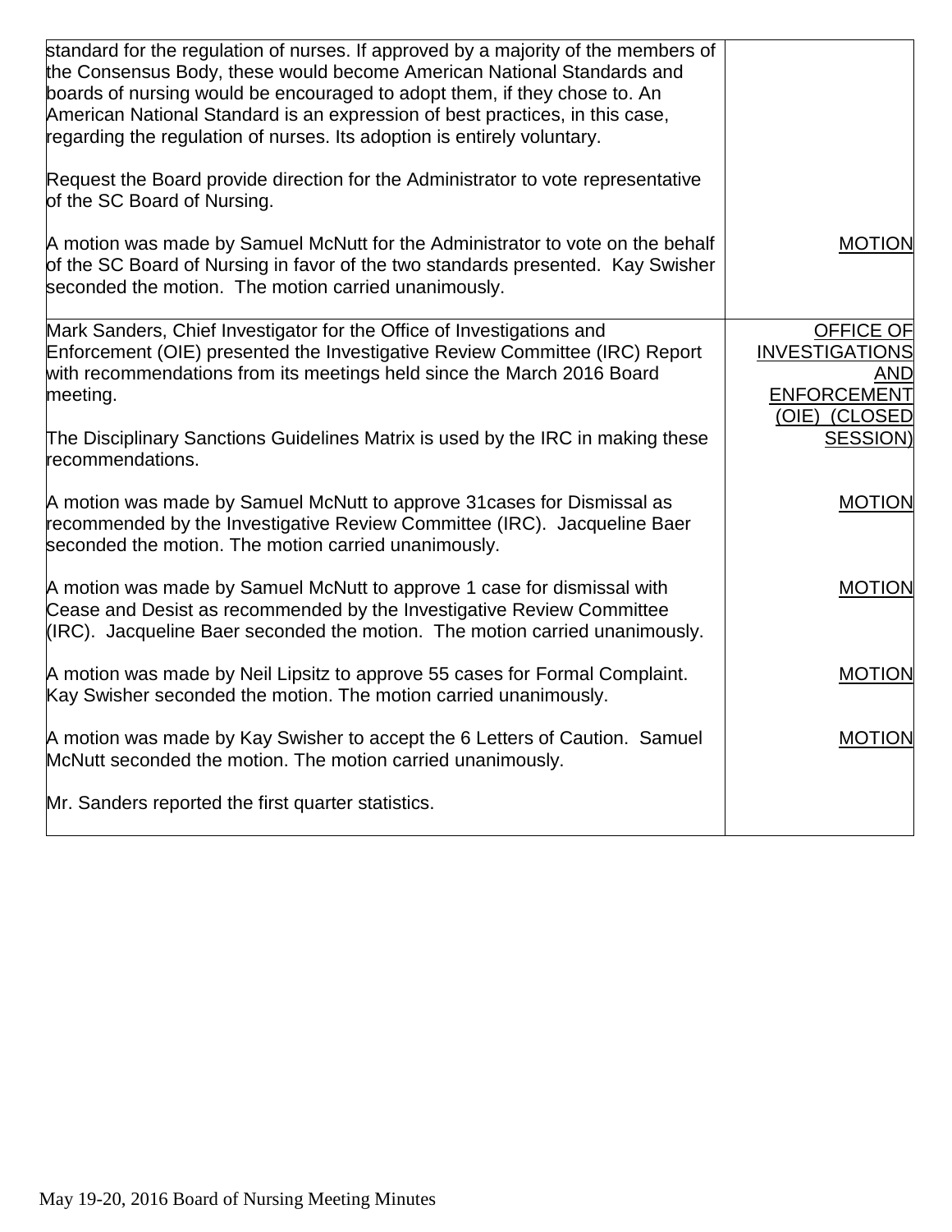| | |
|---|---|
| standard for the regulation of nurses. If approved by a majority of the members of the Consensus Body, these would become American National Standards and boards of nursing would be encouraged to adopt them, if they chose to. An American National Standard is an expression of best practices, in this case, regarding the regulation of nurses. Its adoption is entirely voluntary.<br><br>Request the Board provide direction for the Administrator to vote representative of the SC Board of Nursing.<br><br>A motion was made by Samuel McNutt for the Administrator to vote on the behalf of the SC Board of Nursing in favor of the two standards presented. Kay Swisher seconded the motion. The motion carried unanimously. | <br><br><br><br><br><br><br><br>MOTION |
| Mark Sanders, Chief Investigator for the Office of Investigations and Enforcement (OIE) presented the Investigative Review Committee (IRC) Report with recommendations from its meetings held since the March 2016 Board meeting.<br><br>The Disciplinary Sanctions Guidelines Matrix is used by the IRC in making these recommendations.<br><br>A motion was made by Samuel McNutt to approve 31cases for Dismissal as recommended by the Investigative Review Committee (IRC). Jacqueline Baer seconded the motion. The motion carried unanimously.<br><br>A motion was made by Samuel McNutt to approve 1 case for dismissal with Cease and Desist as recommended by the Investigative Review Committee (IRC). Jacqueline Baer seconded the motion. The motion carried unanimously.<br><br>A motion was made by Neil Lipsitz to approve 55 cases for Formal Complaint. Kay Swisher seconded the motion. The motion carried unanimously.<br><br>A motion was made by Kay Swisher to accept the 6 Letters of Caution. Samuel McNutt seconded the motion. The motion carried unanimously.<br><br>Mr. Sanders reported the first quarter statistics. | OFFICE OF INVESTIGATIONS AND ENFORCEMENT (OIE) (CLOSED SESSION)<br><br><br>MOTION<br><br><br><br>MOTION<br><br><br><br>MOTION<br><br><br>MOTION |

May 19-20, 2016 Board of Nursing Meeting Minutes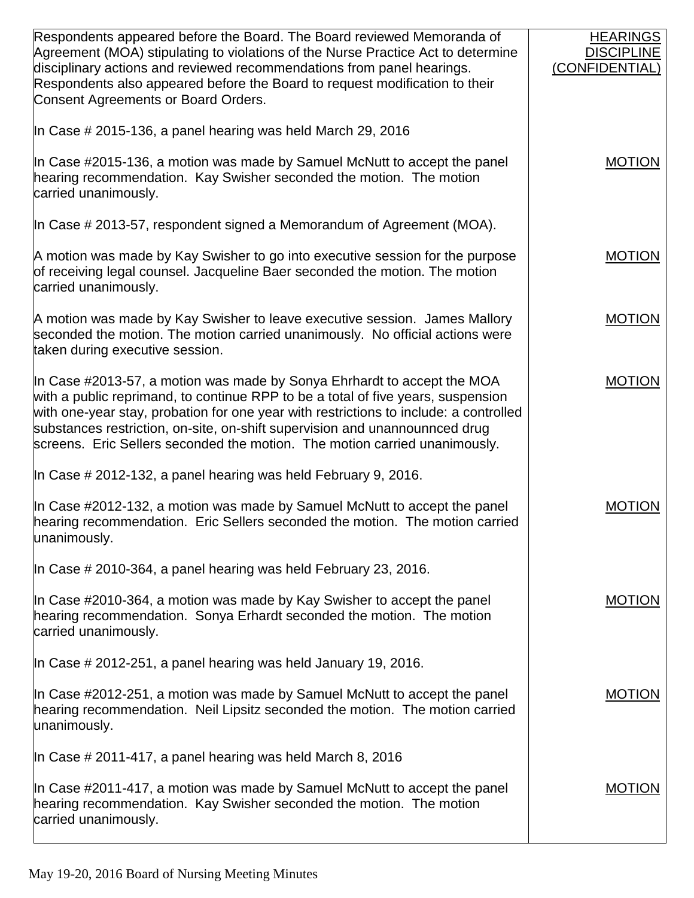| | |
|---|---|
| Respondents appeared before the Board. The Board reviewed Memoranda of Agreement (MOA) stipulating to violations of the Nurse Practice Act to determine disciplinary actions and reviewed recommendations from panel hearings. Respondents also appeared before the Board to request modification to their Consent Agreements or Board Orders. | HEARINGS DISCIPLINE (CONFIDENTIAL) |
| In Case # 2015-136, a panel hearing was held March 29, 2016 | |
| In Case #2015-136, a motion was made by Samuel McNutt to accept the panel hearing recommendation. Kay Swisher seconded the motion. The motion carried unanimously. | MOTION |
| In Case # 2013-57, respondent signed a Memorandum of Agreement (MOA). | |
| A motion was made by Kay Swisher to go into executive session for the purpose of receiving legal counsel. Jacqueline Baer seconded the motion. The motion carried unanimously. | MOTION |
| A motion was made by Kay Swisher to leave executive session. James Mallory seconded the motion. The motion carried unanimously. No official actions were taken during executive session. | MOTION |
| In Case #2013-57, a motion was made by Sonya Ehrhardt to accept the MOA with a public reprimand, to continue RPP to be a total of five years, suspension with one-year stay, probation for one year with restrictions to include: a controlled substances restriction, on-site, on-shift supervision and unannounnced drug screens. Eric Sellers seconded the motion. The motion carried unanimously. | MOTION |
| In Case # 2012-132, a panel hearing was held February 9, 2016. | |
| In Case #2012-132, a motion was made by Samuel McNutt to accept the panel hearing recommendation. Eric Sellers seconded the motion. The motion carried unanimously. | MOTION |
| In Case # 2010-364, a panel hearing was held February 23, 2016. | |
| In Case #2010-364, a motion was made by Kay Swisher to accept the panel hearing recommendation. Sonya Erhardt seconded the motion. The motion carried unanimously. | MOTION |
| In Case # 2012-251, a panel hearing was held January 19, 2016. | |
| In Case #2012-251, a motion was made by Samuel McNutt to accept the panel hearing recommendation. Neil Lipsitz seconded the motion. The motion carried unanimously. | MOTION |
| In Case # 2011-417, a panel hearing was held March 8, 2016 | |
| In Case #2011-417, a motion was made by Samuel McNutt to accept the panel hearing recommendation. Kay Swisher seconded the motion. The motion carried unanimously. | MOTION |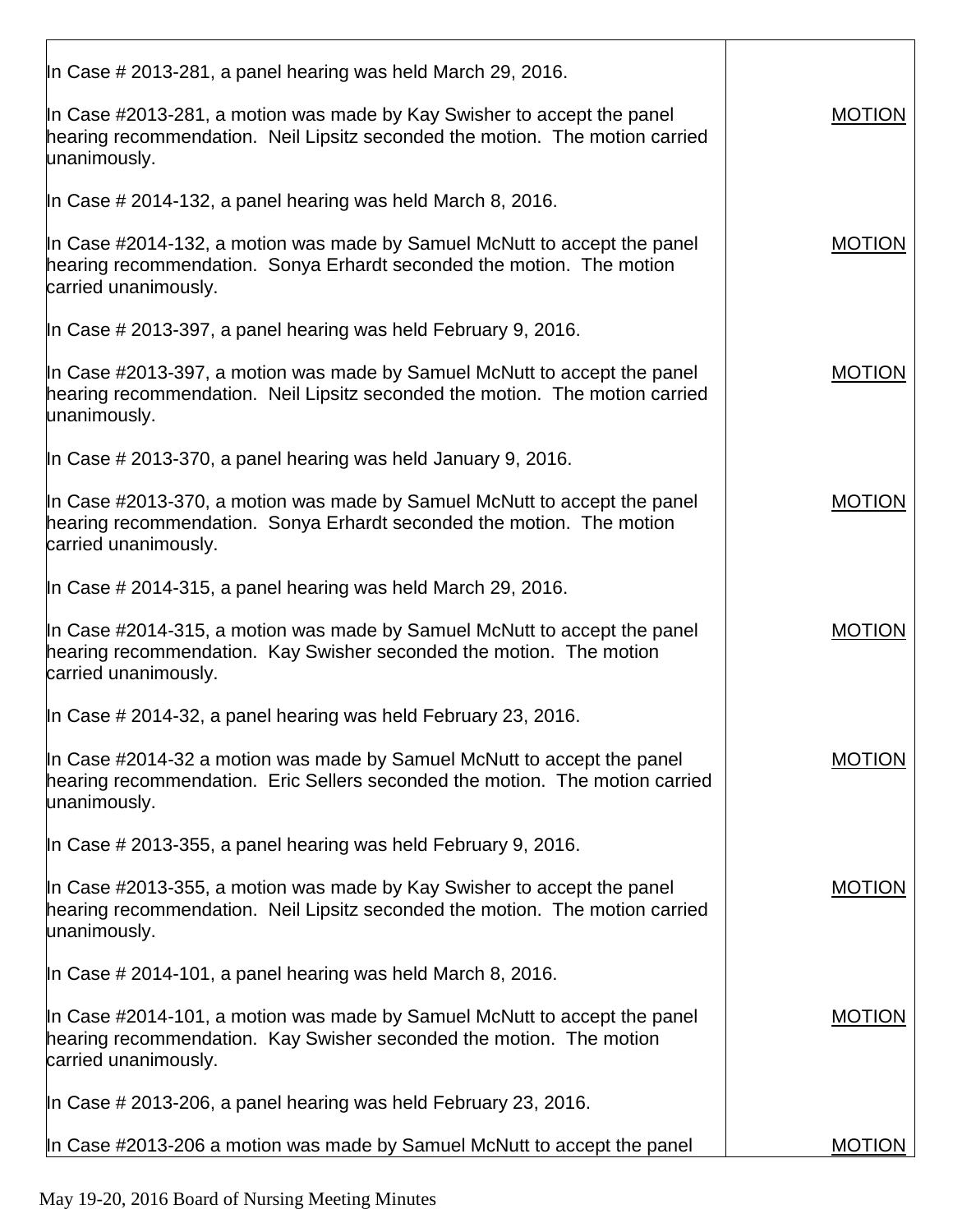| | |
|---|---|
| In Case # 2013-281, a panel hearing was held March 29, 2016. | |
| In Case #2013-281, a motion was made by Kay Swisher to accept the panel hearing recommendation. Neil Lipsitz seconded the motion. The motion carried unanimously. | MOTION |
| In Case # 2014-132, a panel hearing was held March 8, 2016. | |
| In Case #2014-132, a motion was made by Samuel McNutt to accept the panel hearing recommendation. Sonya Erhardt seconded the motion. The motion carried unanimously. | MOTION |
| In Case # 2013-397, a panel hearing was held February 9, 2016. | |
| In Case #2013-397, a motion was made by Samuel McNutt to accept the panel hearing recommendation. Neil Lipsitz seconded the motion. The motion carried unanimously. | MOTION |
| In Case # 2013-370, a panel hearing was held January 9, 2016. | |
| In Case #2013-370, a motion was made by Samuel McNutt to accept the panel hearing recommendation. Sonya Erhardt seconded the motion. The motion carried unanimously. | MOTION |
| In Case # 2014-315, a panel hearing was held March 29, 2016. | |
| In Case #2014-315, a motion was made by Samuel McNutt to accept the panel hearing recommendation. Kay Swisher seconded the motion. The motion carried unanimously. | MOTION |
| In Case # 2014-32, a panel hearing was held February 23, 2016. | |
| In Case #2014-32 a motion was made by Samuel McNutt to accept the panel hearing recommendation. Eric Sellers seconded the motion. The motion carried unanimously. | MOTION |
| In Case # 2013-355, a panel hearing was held February 9, 2016. | |
| In Case #2013-355, a motion was made by Kay Swisher to accept the panel hearing recommendation. Neil Lipsitz seconded the motion. The motion carried unanimously. | MOTION |
| In Case # 2014-101, a panel hearing was held March 8, 2016. | |
| In Case #2014-101, a motion was made by Samuel McNutt to accept the panel hearing recommendation. Kay Swisher seconded the motion. The motion carried unanimously. | MOTION |
| In Case # 2013-206, a panel hearing was held February 23, 2016. | |
| In Case #2013-206 a motion was made by Samuel McNutt to accept the panel | MOTION |

May 19-20, 2016 Board of Nursing Meeting Minutes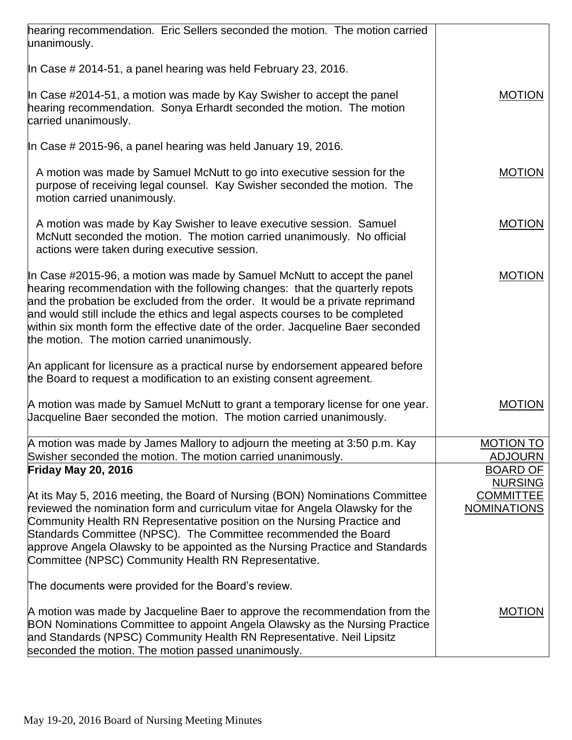| | |
|---|---|
| hearing recommendation. Eric Sellers seconded the motion. The motion carried unanimously.<br><br>In Case # 2014-51, a panel hearing was held February 23, 2016. | |
| In Case #2014-51, a motion was made by Kay Swisher to accept the panel hearing recommendation. Sonya Erhardt seconded the motion. The motion carried unanimously.<br><br>In Case # 2015-96, a panel hearing was held January 19, 2016. | MOTION |
| A motion was made by Samuel McNutt to go into executive session for the purpose of receiving legal counsel. Kay Swisher seconded the motion. The motion carried unanimously. | MOTION |
| A motion was made by Kay Swisher to leave executive session. Samuel McNutt seconded the motion. The motion carried unanimously. No official actions were taken during executive session. | MOTION |
| In Case #2015-96, a motion was made by Samuel McNutt to accept the panel hearing recommendation with the following changes: that the quarterly repots and the probation be excluded from the order. It would be a private reprimand and would still include the ethics and legal aspects courses to be completed within six month form the effective date of the order. Jacqueline Baer seconded the motion. The motion carried unanimously.<br><br>An applicant for licensure as a practical nurse by endorsement appeared before the Board to request a modification to an existing consent agreement. | MOTION |
| A motion was made by Samuel McNutt to grant a temporary license for one year. Jacqueline Baer seconded the motion. The motion carried unanimously. | MOTION |
| A motion was made by James Mallory to adjourn the meeting at 3:50 p.m. Kay Swisher seconded the motion. The motion carried unanimously. | MOTION TO ADJOURN |
| **Friday May 20, 2016**<br><br>At its May 5, 2016 meeting, the Board of Nursing (BON) Nominations Committee reviewed the nomination form and curriculum vitae for Angela Olawsky for the Community Health RN Representative position on the Nursing Practice and Standards Committee (NPSC). The Committee recommended the Board approve Angela Olawsky to be appointed as the Nursing Practice and Standards Committee (NPSC) Community Health RN Representative.<br><br>The documents were provided for the Board's review. | BOARD OF NURSING COMMITTEE NOMINATIONS |
| A motion was made by Jacqueline Baer to approve the recommendation from the BON Nominations Committee to appoint Angela Olawsky as the Nursing Practice and Standards (NPSC) Community Health RN Representative. Neil Lipsitz seconded the motion. The motion passed unanimously. | MOTION |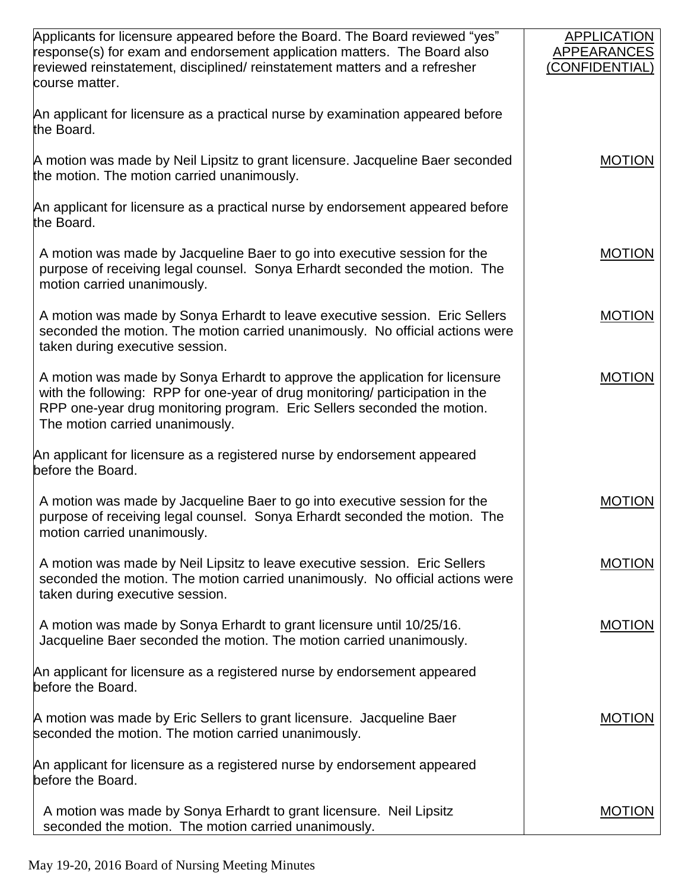| | |
|---|---|
| Applicants for licensure appeared before the Board. The Board reviewed "yes" response(s) for exam and endorsement application matters. The Board also reviewed reinstatement, disciplined/ reinstatement matters and a refresher course matter. | APPLICATION APPEARANCES (CONFIDENTIAL) |
| An applicant for licensure as a practical nurse by examination appeared before the Board. | |
| A motion was made by Neil Lipsitz to grant licensure. Jacqueline Baer seconded the motion. The motion carried unanimously. | MOTION |
| An applicant for licensure as a practical nurse by endorsement appeared before the Board. | |
| A motion was made by Jacqueline Baer to go into executive session for the purpose of receiving legal counsel. Sonya Erhardt seconded the motion. The motion carried unanimously. | MOTION |
| A motion was made by Sonya Erhardt to leave executive session. Eric Sellers seconded the motion. The motion carried unanimously. No official actions were taken during executive session. | MOTION |
| A motion was made by Sonya Erhardt to approve the application for licensure with the following: RPP for one-year of drug monitoring/ participation in the RPP one-year drug monitoring program. Eric Sellers seconded the motion. The motion carried unanimously. | MOTION |
| An applicant for licensure as a registered nurse by endorsement appeared before the Board. | |
| A motion was made by Jacqueline Baer to go into executive session for the purpose of receiving legal counsel. Sonya Erhardt seconded the motion. The motion carried unanimously. | MOTION |
| A motion was made by Neil Lipsitz to leave executive session. Eric Sellers seconded the motion. The motion carried unanimously. No official actions were taken during executive session. | MOTION |
| A motion was made by Sonya Erhardt to grant licensure until 10/25/16. Jacqueline Baer seconded the motion. The motion carried unanimously. | MOTION |
| An applicant for licensure as a registered nurse by endorsement appeared before the Board. | |
| A motion was made by Eric Sellers to grant licensure. Jacqueline Baer seconded the motion. The motion carried unanimously. | MOTION |
| An applicant for licensure as a registered nurse by endorsement appeared before the Board. | |
| A motion was made by Sonya Erhardt to grant licensure. Neil Lipsitz seconded the motion. The motion carried unanimously. | MOTION |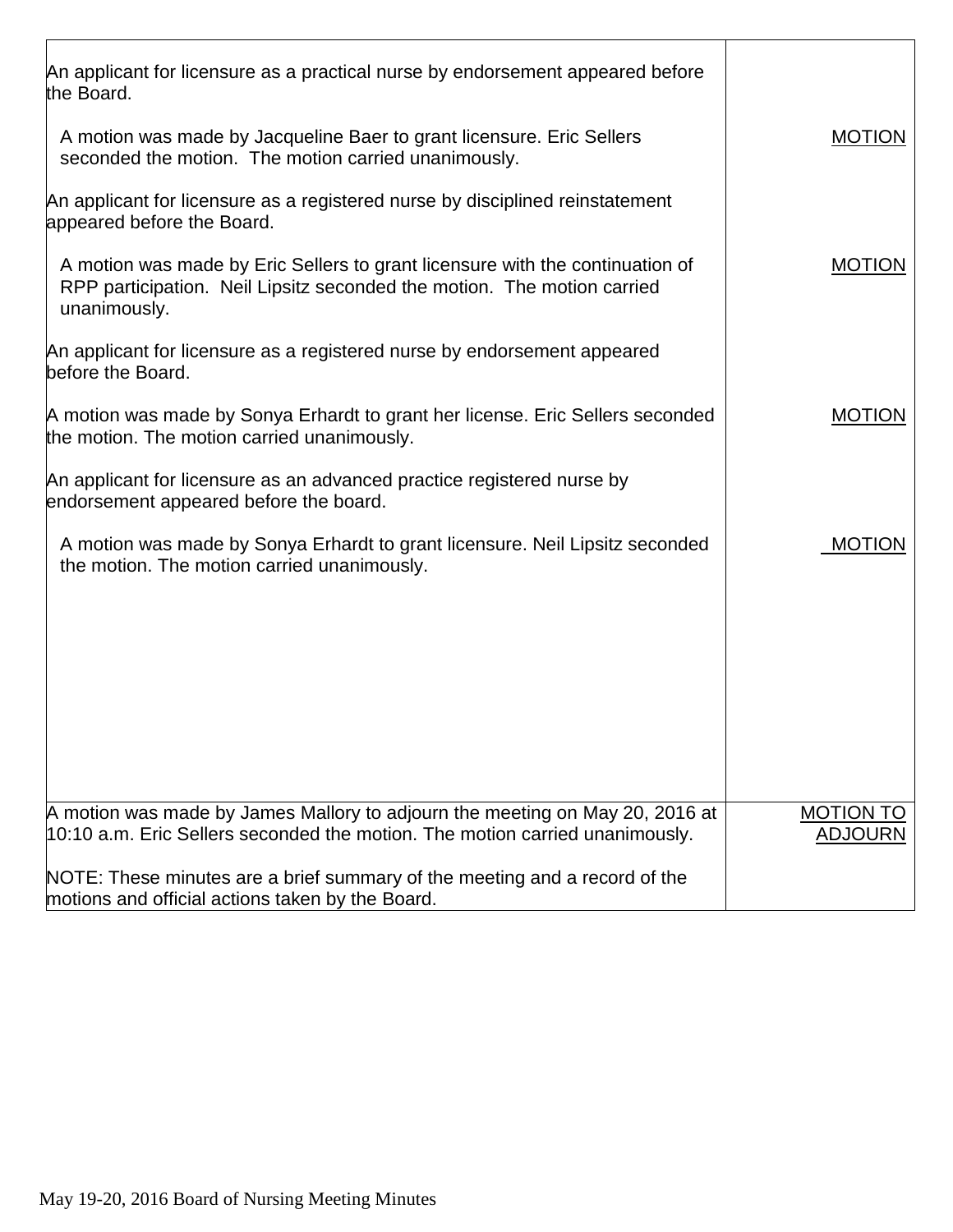| | |
|---|---|
| An applicant for licensure as a practical nurse by endorsement appeared before the Board.<br><br>A motion was made by Jacqueline Baer to grant licensure. Eric Sellers seconded the motion. The motion carried unanimously.<br><br>An applicant for licensure as a registered nurse by disciplined reinstatement appeared before the Board.<br><br>A motion was made by Eric Sellers to grant licensure with the continuation of RPP participation. Neil Lipsitz seconded the motion. The motion carried unanimously.<br><br>An applicant for licensure as a registered nurse by endorsement appeared before the Board.<br><br>A motion was made by Sonya Erhardt to grant her license. Eric Sellers seconded the motion. The motion carried unanimously.<br><br>An applicant for licensure as an advanced practice registered nurse by endorsement appeared before the board.<br><br>A motion was made by Sonya Erhardt to grant licensure. Neil Lipsitz seconded the motion. The motion carried unanimously. | <br><br>MOTION<br><br><br><br>MOTION<br><br><br><br>MOTION<br><br><br><br>MOTION |
| A motion was made by James Mallory to adjourn the meeting on May 20, 2016 at 10:10 a.m. Eric Sellers seconded the motion. The motion carried unanimously.<br><br>NOTE: These minutes are a brief summary of the meeting and a record of the motions and official actions taken by the Board. | MOTION TO ADJOURN |